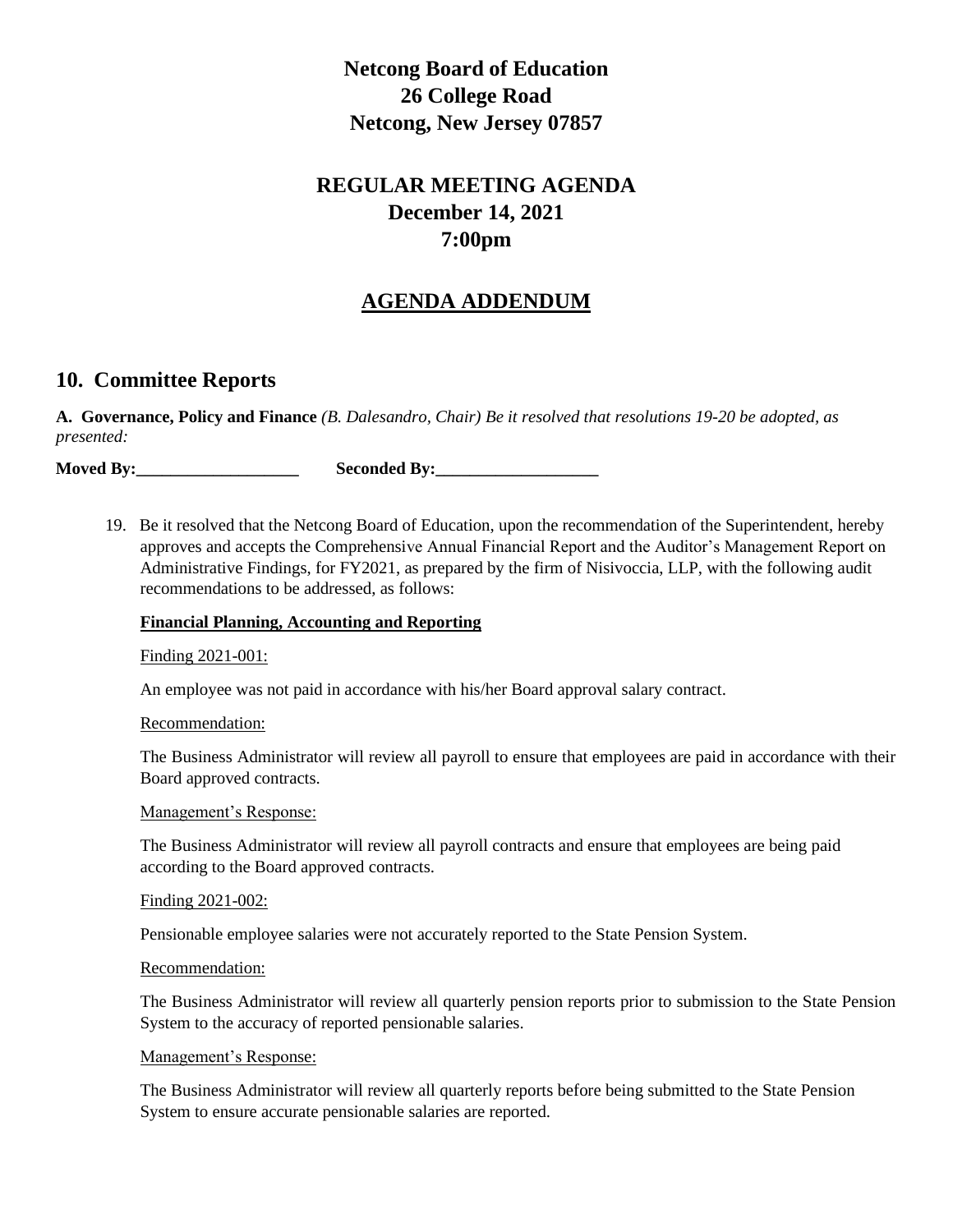# Netcong Board of Education
# 26 College Road
# Netcong, New Jersey 07857

## REGULAR MEETING AGENDA
## December 14, 2021
## 7:00pm

## <u>AGENDA ADDENDUM</u>

## 10. Committee Reports

**A. Governance, Policy and Finance** *(B. Dalesandro, Chair) Be it resolved that resolutions 19-20 be adopted, as presented:*

**Moved By:___________________ Seconded By:___________________**

19. Be it resolved that the Netcong Board of Education, upon the recommendation of the Superintendent, hereby approves and accepts the Comprehensive Annual Financial Report and the Auditor's Management Report on Administrative Findings, for FY2021, as prepared by the firm of Nisivoccia, LLP, with the following audit recommendations to be addressed, as follows:

    **<u>Financial Planning, Accounting and Reporting</u>**

    <u>Finding 2021-001:</u>

    An employee was not paid in accordance with his/her Board approval salary contract.

    <u>Recommendation:</u>

    The Business Administrator will review all payroll to ensure that employees are paid in accordance with their Board approved contracts.

    <u>Management's Response:</u>

    The Business Administrator will review all payroll contracts and ensure that employees are being paid according to the Board approved contracts.

    <u>Finding 2021-002:</u>

    Pensionable employee salaries were not accurately reported to the State Pension System.

    <u>Recommendation:</u>

    The Business Administrator will review all quarterly pension reports prior to submission to the State Pension System to the accuracy of reported pensionable salaries.

    <u>Management's Response:</u>

    The Business Administrator will review all quarterly reports before being submitted to the State Pension System to ensure accurate pensionable salaries are reported.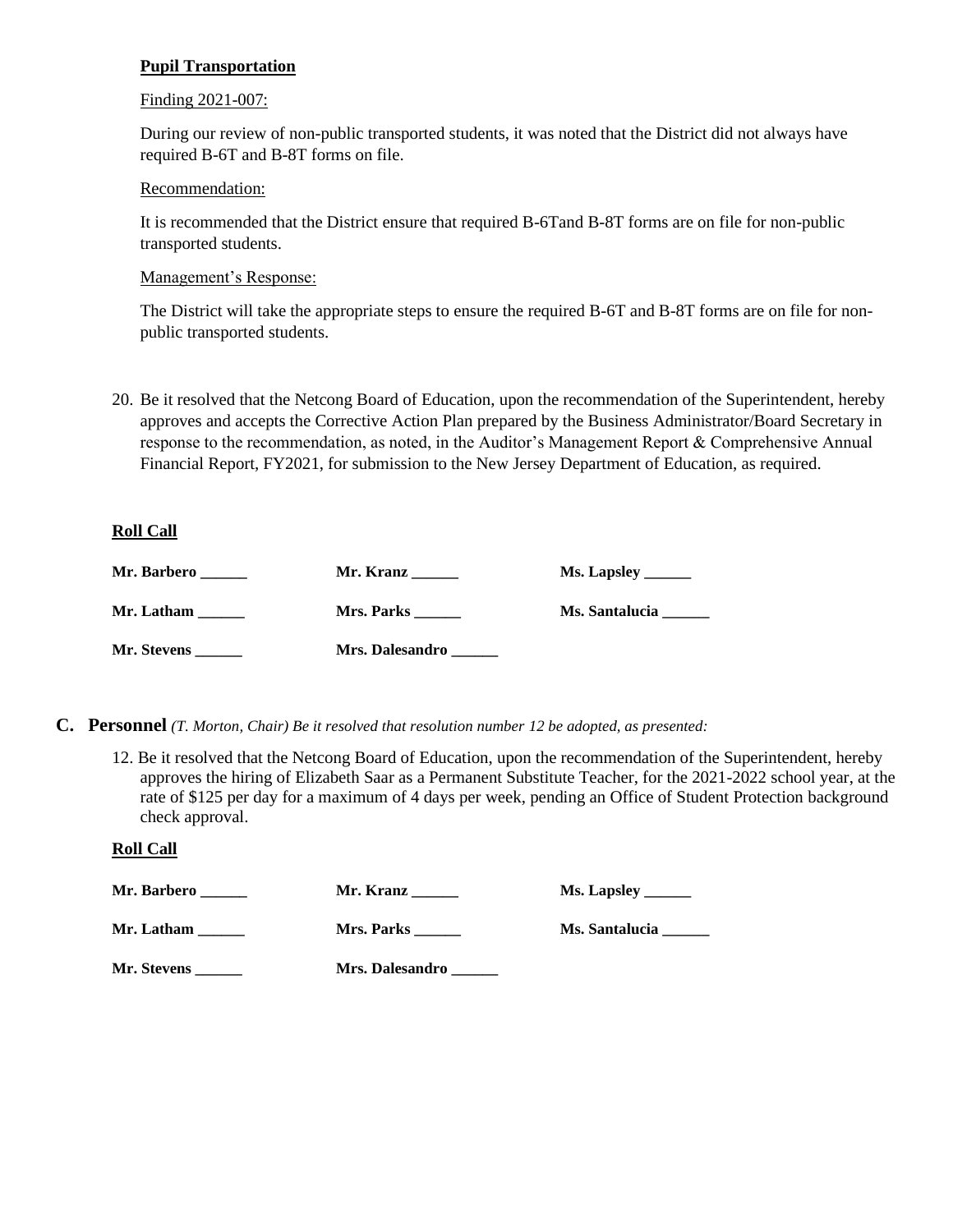**Pupil Transportation**

Finding 2021-007:

During our review of non-public transported students, it was noted that the District did not always have required B-6T and B-8T forms on file.

Recommendation:

It is recommended that the District ensure that required B-6Tand B-8T forms are on file for non-public transported students.

Management's Response:

The District will take the appropriate steps to ensure the required B-6T and B-8T forms are on file for non-public transported students.

20. Be it resolved that the Netcong Board of Education, upon the recommendation of the Superintendent, hereby approves and accepts the Corrective Action Plan prepared by the Business Administrator/Board Secretary in response to the recommendation, as noted, in the Auditor's Management Report & Comprehensive Annual Financial Report, FY2021, for submission to the New Jersey Department of Education, as required.

**Roll Call**

| | | |
|---|---|---|
| **Mr. Barbero ______** | **Mr. Kranz ______** | **Ms. Lapsley ______** |
| **Mr. Latham ______** | **Mrs. Parks ______** | **Ms. Santalucia ______** |
| **Mr. Stevens ______** | **Mrs. Dalesandro ______** | |

**C. Personnel** *(T. Morton, Chair) Be it resolved that resolution number 12 be adopted, as presented:*

12. Be it resolved that the Netcong Board of Education, upon the recommendation of the Superintendent, hereby approves the hiring of Elizabeth Saar as a Permanent Substitute Teacher, for the 2021-2022 school year, at the rate of $125 per day for a maximum of 4 days per week, pending an Office of Student Protection background check approval.

**Roll Call**

| | | |
|---|---|---|
| **Mr. Barbero ______** | **Mr. Kranz ______** | **Ms. Lapsley ______** |
| **Mr. Latham ______** | **Mrs. Parks ______** | **Ms. Santalucia ______** |
| **Mr. Stevens ______** | **Mrs. Dalesandro ______** | |